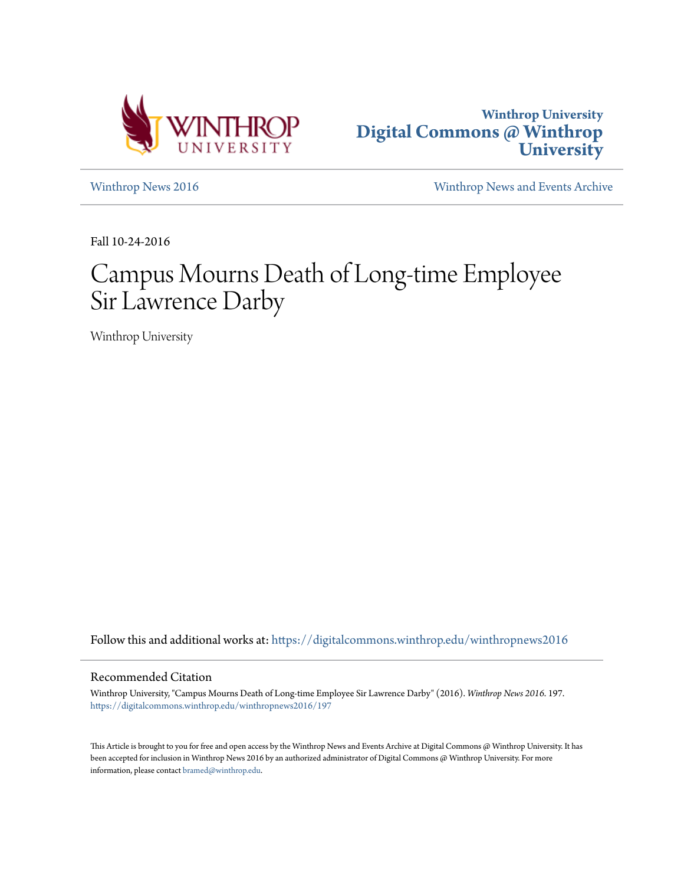Winthrop University

**Digital Commons @ Winthrop University**

Winthrop News 2016

Winthrop News and Events Archive

Fall 10-24-2016

# Campus Mourns Death of Long-time Employee Sir Lawrence Darby

Winthrop University

Follow this and additional works at: https://digitalcommons.winthrop.edu/winthropnews2016

## Recommended Citation

Winthrop University, "Campus Mourns Death of Long-time Employee Sir Lawrence Darby" (2016). *Winthrop News 2016*. 197.
https://digitalcommons.winthrop.edu/winthropnews2016/197

This Article is brought to you for free and open access by the Winthrop News and Events Archive at Digital Commons @ Winthrop University. It has been accepted for inclusion in Winthrop News 2016 by an authorized administrator of Digital Commons @ Winthrop University. For more information, please contact bramed@winthrop.edu.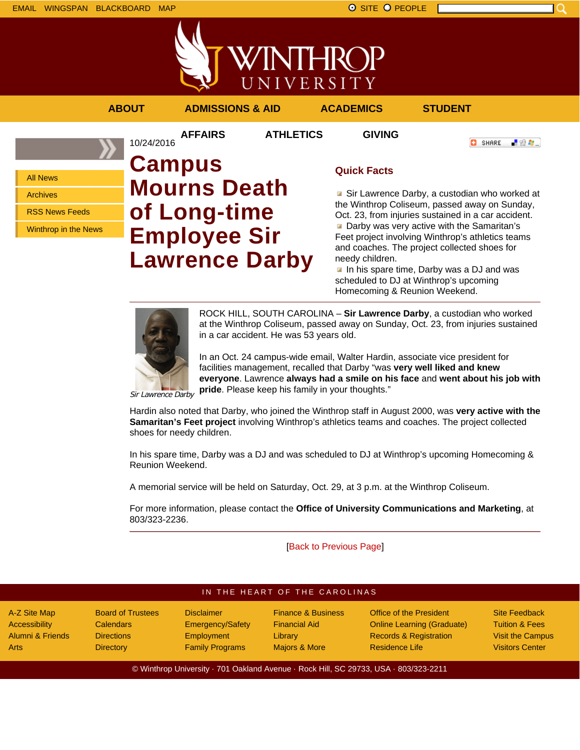EMAIL WINGSPAN BLACKBOARD MAP

SITE PEOPLE

WINTHROP UNIVERSITY

ABOUT ADMISSIONS & AID ACADEMICS STUDENT AFFAIRS ATHLETICS GIVING

- All News
- Archives
- RSS News Feeds
- Winthrop in the News

10/24/2016

# Campus Mourns Death of Long-time Employee Sir Lawrence Darby

## Quick Facts

- Sir Lawrence Darby, a custodian who worked at the Winthrop Coliseum, passed away on Sunday, Oct. 23, from injuries sustained in a car accident.
- Darby was very active with the Samaritan's Feet project involving Winthrop's athletics teams and coaches. The project collected shoes for needy children.
- In his spare time, Darby was a DJ and was scheduled to DJ at Winthrop's upcoming Homecoming & Reunion Weekend.

*Sir Lawrence Darby*

ROCK HILL, SOUTH CAROLINA – **Sir Lawrence Darby**, a custodian who worked at the Winthrop Coliseum, passed away on Sunday, Oct. 23, from injuries sustained in a car accident. He was 53 years old.

In an Oct. 24 campus-wide email, Walter Hardin, associate vice president for facilities management, recalled that Darby "was **very well liked and knew everyone**. Lawrence **always had a smile on his face** and **went about his job with pride**. Please keep his family in your thoughts."

Hardin also noted that Darby, who joined the Winthrop staff in August 2000, was **very active with the Samaritan's Feet project** involving Winthrop's athletics teams and coaches. The project collected shoes for needy children.

In his spare time, Darby was a DJ and was scheduled to DJ at Winthrop's upcoming Homecoming & Reunion Weekend.

A memorial service will be held on Saturday, Oct. 29, at 3 p.m. at the Winthrop Coliseum.

For more information, please contact the **Office of University Communications and Marketing**, at 803/323-2236.

[Back to Previous Page]

IN THE HEART OF THE CAROLINAS

A-Z Site Map, Accessibility, Alumni & Friends, Arts, Board of Trustees, Calendars, Directions, Directory, Disclaimer, Emergency/Safety, Employment, Family Programs, Finance & Business, Financial Aid, Library, Majors & More, Office of the President, Online Learning (Graduate), Records & Registration, Residence Life, Site Feedback, Tuition & Fees, Visit the Campus, Visitors Center

© Winthrop University · 701 Oakland Avenue · Rock Hill, SC 29733, USA · 803/323-2211